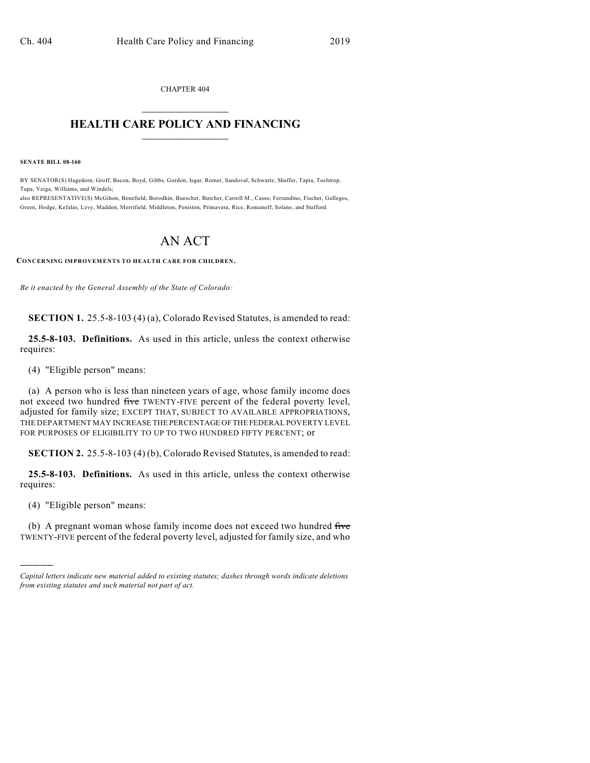CHAPTER 404

# HEALTH CARE POLICY AND FINANCING

**SENATE BILL 08-160**

BY SENATOR(S) Hagedorn, Groff, Bacon, Boyd, Gibbs, Gordon, Isgar, Romer, Sandoval, Schwartz, Shaffer, Tapia, Tochtrop, Tupa, Veiga, Williams, and Windels;
also REPRESENTATIVE(S) McGihon, Benefield, Borodkin, Buescher, Butcher, Carroll M., Casso, Ferrandino, Fischer, Gallegos, Green, Hodge, Kefalas, Levy, Madden, Merrifield, Middleton, Peniston, Primavera, Rice, Romanoff, Solano, and Stafford.

# AN ACT

**CONCERNING IMPROVEMENTS TO HEALTH CARE FOR CHILDREN.**

*Be it enacted by the General Assembly of the State of Colorado:*

**SECTION 1.** 25.5-8-103 (4) (a), Colorado Revised Statutes, is amended to read:

**25.5-8-103. Definitions.** As used in this article, unless the context otherwise requires:

(4) "Eligible person" means:

(a) A person who is less than nineteen years of age, whose family income does not exceed two hundred ~~five~~ TWENTY-FIVE percent of the federal poverty level, adjusted for family size; EXCEPT THAT, SUBJECT TO AVAILABLE APPROPRIATIONS, THE DEPARTMENT MAY INCREASE THE PERCENTAGE OF THE FEDERAL POVERTY LEVEL FOR PURPOSES OF ELIGIBILITY TO UP TO TWO HUNDRED FIFTY PERCENT; or

**SECTION 2.** 25.5-8-103 (4) (b), Colorado Revised Statutes, is amended to read:

**25.5-8-103. Definitions.** As used in this article, unless the context otherwise requires:

(4) "Eligible person" means:

(b) A pregnant woman whose family income does not exceed two hundred ~~five~~ TWENTY-FIVE percent of the federal poverty level, adjusted for family size, and who

---

*Capital letters indicate new material added to existing statutes; dashes through words indicate deletions from existing statutes and such material not part of act.*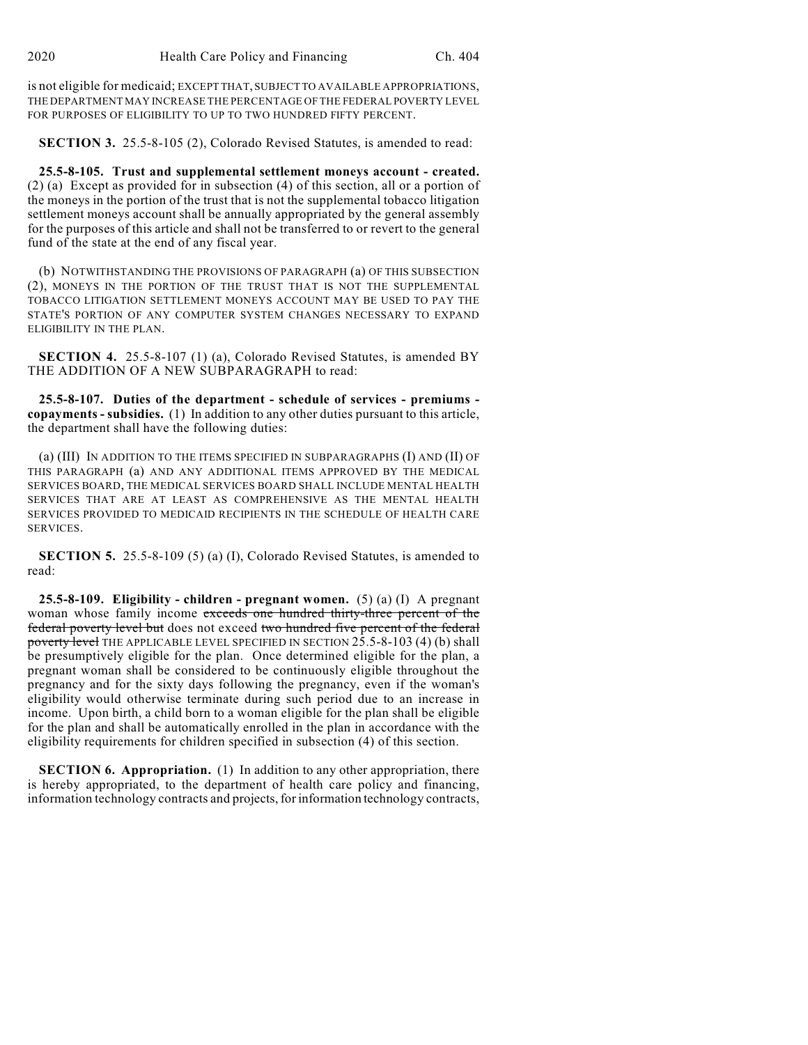is not eligible for medicaid; EXCEPT THAT, SUBJECT TO AVAILABLE APPROPRIATIONS, THE DEPARTMENT MAY INCREASE THE PERCENTAGE OF THE FEDERAL POVERTY LEVEL FOR PURPOSES OF ELIGIBILITY TO UP TO TWO HUNDRED FIFTY PERCENT.

**SECTION 3.** 25.5-8-105 (2), Colorado Revised Statutes, is amended to read:

**25.5-8-105. Trust and supplemental settlement moneys account - created.** (2) (a) Except as provided for in subsection (4) of this section, all or a portion of the moneys in the portion of the trust that is not the supplemental tobacco litigation settlement moneys account shall be annually appropriated by the general assembly for the purposes of this article and shall not be transferred to or revert to the general fund of the state at the end of any fiscal year.

(b) NOTWITHSTANDING THE PROVISIONS OF PARAGRAPH (a) OF THIS SUBSECTION (2), MONEYS IN THE PORTION OF THE TRUST THAT IS NOT THE SUPPLEMENTAL TOBACCO LITIGATION SETTLEMENT MONEYS ACCOUNT MAY BE USED TO PAY THE STATE'S PORTION OF ANY COMPUTER SYSTEM CHANGES NECESSARY TO EXPAND ELIGIBILITY IN THE PLAN.

**SECTION 4.** 25.5-8-107 (1) (a), Colorado Revised Statutes, is amended BY THE ADDITION OF A NEW SUBPARAGRAPH to read:

**25.5-8-107. Duties of the department - schedule of services - premiums - copayments - subsidies.** (1) In addition to any other duties pursuant to this article, the department shall have the following duties:

(a) (III) IN ADDITION TO THE ITEMS SPECIFIED IN SUBPARAGRAPHS (I) AND (II) OF THIS PARAGRAPH (a) AND ANY ADDITIONAL ITEMS APPROVED BY THE MEDICAL SERVICES BOARD, THE MEDICAL SERVICES BOARD SHALL INCLUDE MENTAL HEALTH SERVICES THAT ARE AT LEAST AS COMPREHENSIVE AS THE MENTAL HEALTH SERVICES PROVIDED TO MEDICAID RECIPIENTS IN THE SCHEDULE OF HEALTH CARE SERVICES.

**SECTION 5.** 25.5-8-109 (5) (a) (I), Colorado Revised Statutes, is amended to read:

**25.5-8-109. Eligibility - children - pregnant women.** (5) (a) (I) A pregnant woman whose family income ~~exceeds one hundred thirty-three percent of the federal poverty level but~~ does not exceed ~~two hundred five percent of the federal poverty level~~ THE APPLICABLE LEVEL SPECIFIED IN SECTION 25.5-8-103 (4) (b) shall be presumptively eligible for the plan. Once determined eligible for the plan, a pregnant woman shall be considered to be continuously eligible throughout the pregnancy and for the sixty days following the pregnancy, even if the woman's eligibility would otherwise terminate during such period due to an increase in income. Upon birth, a child born to a woman eligible for the plan shall be eligible for the plan and shall be automatically enrolled in the plan in accordance with the eligibility requirements for children specified in subsection (4) of this section.

**SECTION 6. Appropriation.** (1) In addition to any other appropriation, there is hereby appropriated, to the department of health care policy and financing, information technology contracts and projects, for information technology contracts,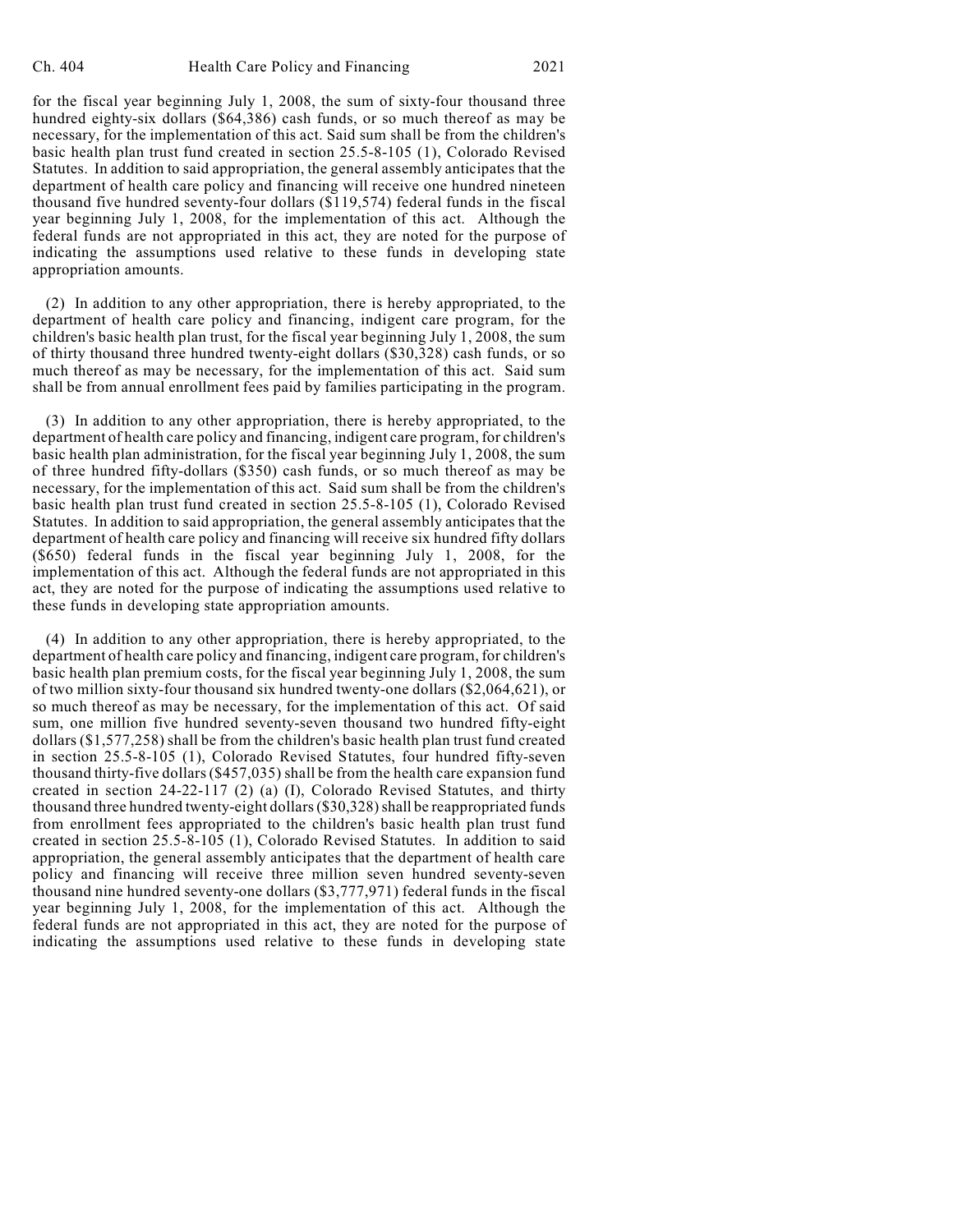for the fiscal year beginning July 1, 2008, the sum of sixty-four thousand three hundred eighty-six dollars ($64,386) cash funds, or so much thereof as may be necessary, for the implementation of this act. Said sum shall be from the children's basic health plan trust fund created in section 25.5-8-105 (1), Colorado Revised Statutes. In addition to said appropriation, the general assembly anticipates that the department of health care policy and financing will receive one hundred nineteen thousand five hundred seventy-four dollars ($119,574) federal funds in the fiscal year beginning July 1, 2008, for the implementation of this act. Although the federal funds are not appropriated in this act, they are noted for the purpose of indicating the assumptions used relative to these funds in developing state appropriation amounts.

(2) In addition to any other appropriation, there is hereby appropriated, to the department of health care policy and financing, indigent care program, for the children's basic health plan trust, for the fiscal year beginning July 1, 2008, the sum of thirty thousand three hundred twenty-eight dollars ($30,328) cash funds, or so much thereof as may be necessary, for the implementation of this act. Said sum shall be from annual enrollment fees paid by families participating in the program.

(3) In addition to any other appropriation, there is hereby appropriated, to the department of health care policy and financing, indigent care program, for children's basic health plan administration, for the fiscal year beginning July 1, 2008, the sum of three hundred fifty-dollars ($350) cash funds, or so much thereof as may be necessary, for the implementation of this act. Said sum shall be from the children's basic health plan trust fund created in section 25.5-8-105 (1), Colorado Revised Statutes. In addition to said appropriation, the general assembly anticipates that the department of health care policy and financing will receive six hundred fifty dollars ($650) federal funds in the fiscal year beginning July 1, 2008, for the implementation of this act. Although the federal funds are not appropriated in this act, they are noted for the purpose of indicating the assumptions used relative to these funds in developing state appropriation amounts.

(4) In addition to any other appropriation, there is hereby appropriated, to the department of health care policy and financing, indigent care program, for children's basic health plan premium costs, for the fiscal year beginning July 1, 2008, the sum of two million sixty-four thousand six hundred twenty-one dollars ($2,064,621), or so much thereof as may be necessary, for the implementation of this act. Of said sum, one million five hundred seventy-seven thousand two hundred fifty-eight dollars ($1,577,258) shall be from the children's basic health plan trust fund created in section 25.5-8-105 (1), Colorado Revised Statutes, four hundred fifty-seven thousand thirty-five dollars ($457,035) shall be from the health care expansion fund created in section 24-22-117 (2) (a) (I), Colorado Revised Statutes, and thirty thousand three hundred twenty-eight dollars ($30,328) shall be reappropriated funds from enrollment fees appropriated to the children's basic health plan trust fund created in section 25.5-8-105 (1), Colorado Revised Statutes. In addition to said appropriation, the general assembly anticipates that the department of health care policy and financing will receive three million seven hundred seventy-seven thousand nine hundred seventy-one dollars ($3,777,971) federal funds in the fiscal year beginning July 1, 2008, for the implementation of this act. Although the federal funds are not appropriated in this act, they are noted for the purpose of indicating the assumptions used relative to these funds in developing state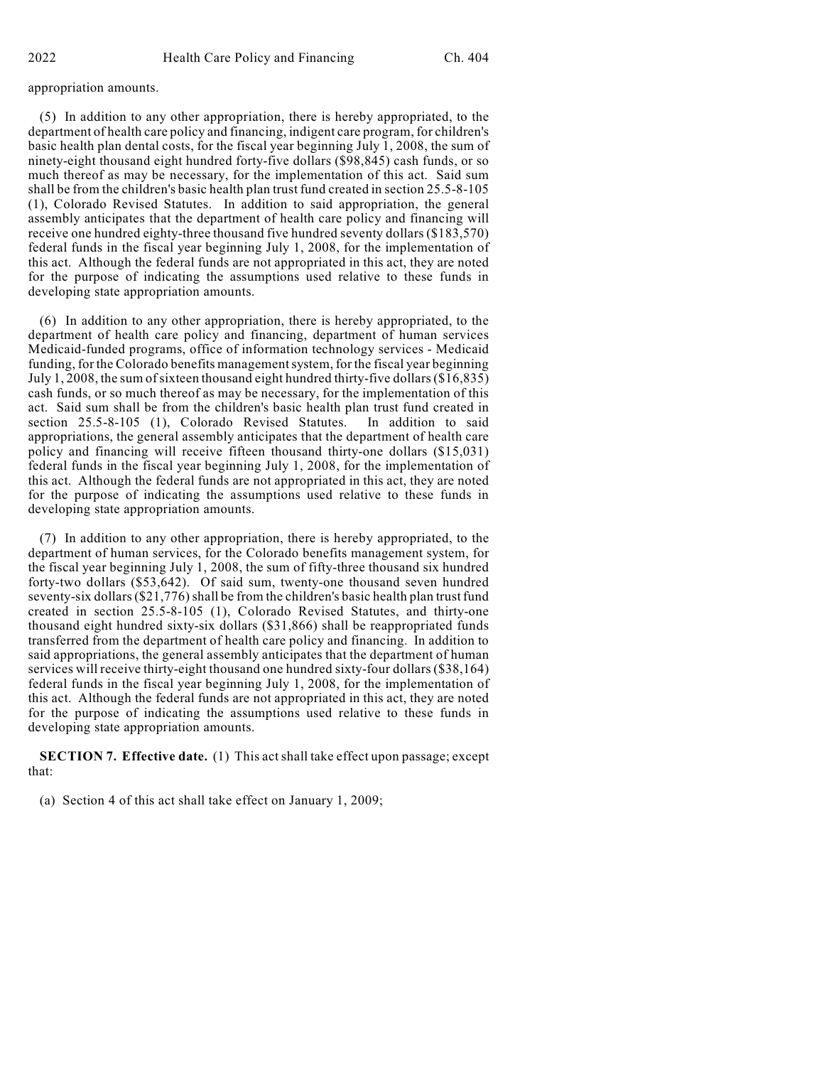appropriation amounts.

(5) In addition to any other appropriation, there is hereby appropriated, to the department of health care policy and financing, indigent care program, for children's basic health plan dental costs, for the fiscal year beginning July 1, 2008, the sum of ninety-eight thousand eight hundred forty-five dollars ($98,845) cash funds, or so much thereof as may be necessary, for the implementation of this act. Said sum shall be from the children's basic health plan trust fund created in section 25.5-8-105 (1), Colorado Revised Statutes. In addition to said appropriation, the general assembly anticipates that the department of health care policy and financing will receive one hundred eighty-three thousand five hundred seventy dollars ($183,570) federal funds in the fiscal year beginning July 1, 2008, for the implementation of this act. Although the federal funds are not appropriated in this act, they are noted for the purpose of indicating the assumptions used relative to these funds in developing state appropriation amounts.

(6) In addition to any other appropriation, there is hereby appropriated, to the department of health care policy and financing, department of human services Medicaid-funded programs, office of information technology services - Medicaid funding, for the Colorado benefits management system, for the fiscal year beginning July 1, 2008, the sum of sixteen thousand eight hundred thirty-five dollars ($16,835) cash funds, or so much thereof as may be necessary, for the implementation of this act. Said sum shall be from the children's basic health plan trust fund created in section 25.5-8-105 (1), Colorado Revised Statutes. In addition to said appropriations, the general assembly anticipates that the department of health care policy and financing will receive fifteen thousand thirty-one dollars ($15,031) federal funds in the fiscal year beginning July 1, 2008, for the implementation of this act. Although the federal funds are not appropriated in this act, they are noted for the purpose of indicating the assumptions used relative to these funds in developing state appropriation amounts.

(7) In addition to any other appropriation, there is hereby appropriated, to the department of human services, for the Colorado benefits management system, for the fiscal year beginning July 1, 2008, the sum of fifty-three thousand six hundred forty-two dollars ($53,642). Of said sum, twenty-one thousand seven hundred seventy-six dollars ($21,776) shall be from the children's basic health plan trust fund created in section 25.5-8-105 (1), Colorado Revised Statutes, and thirty-one thousand eight hundred sixty-six dollars ($31,866) shall be reappropriated funds transferred from the department of health care policy and financing. In addition to said appropriations, the general assembly anticipates that the department of human services will receive thirty-eight thousand one hundred sixty-four dollars ($38,164) federal funds in the fiscal year beginning July 1, 2008, for the implementation of this act. Although the federal funds are not appropriated in this act, they are noted for the purpose of indicating the assumptions used relative to these funds in developing state appropriation amounts.

**SECTION 7. Effective date.** (1) This act shall take effect upon passage; except that:

(a) Section 4 of this act shall take effect on January 1, 2009;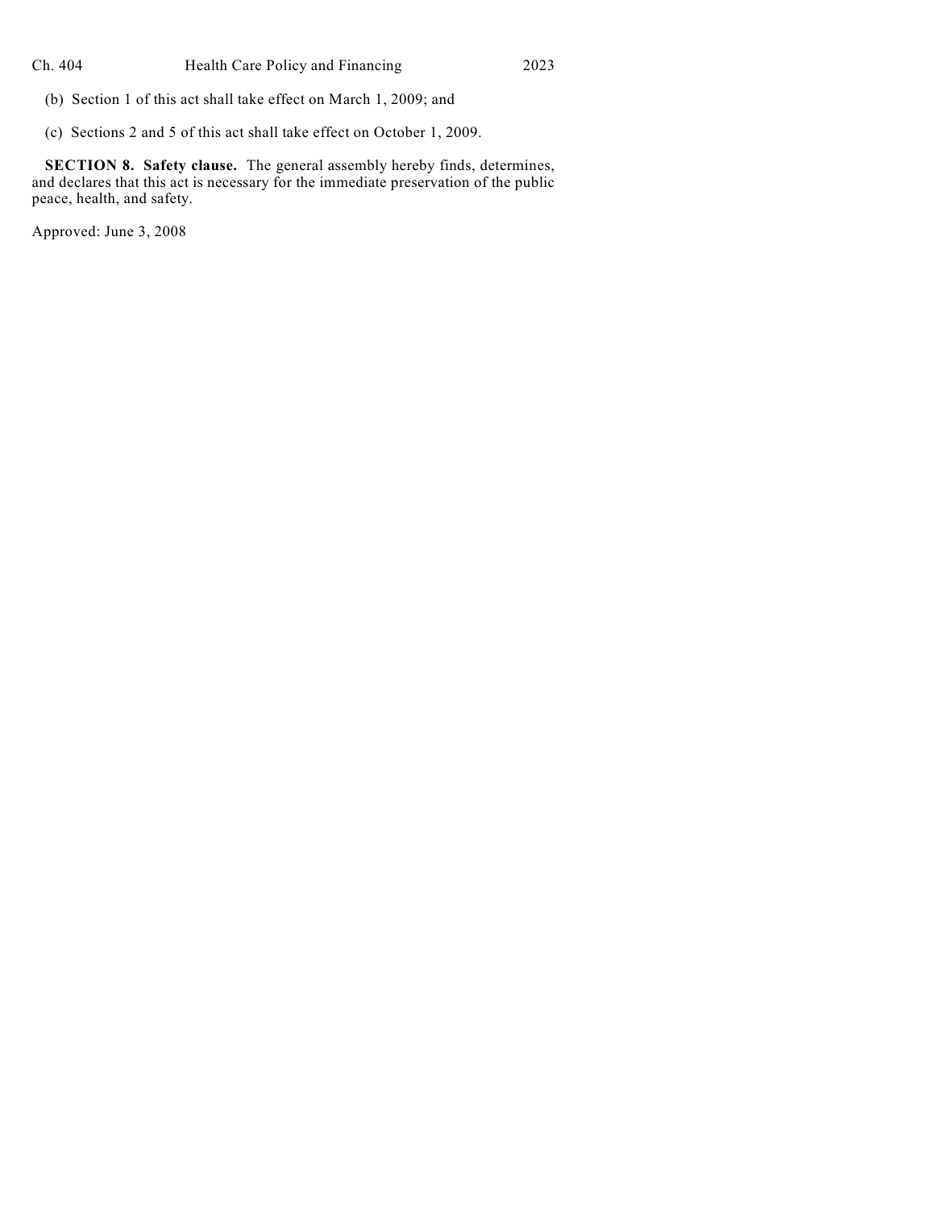(b) Section 1 of this act shall take effect on March 1, 2009; and

(c) Sections 2 and 5 of this act shall take effect on October 1, 2009.

**SECTION 8. Safety clause.** The general assembly hereby finds, determines, and declares that this act is necessary for the immediate preservation of the public peace, health, and safety.

Approved: June 3, 2008